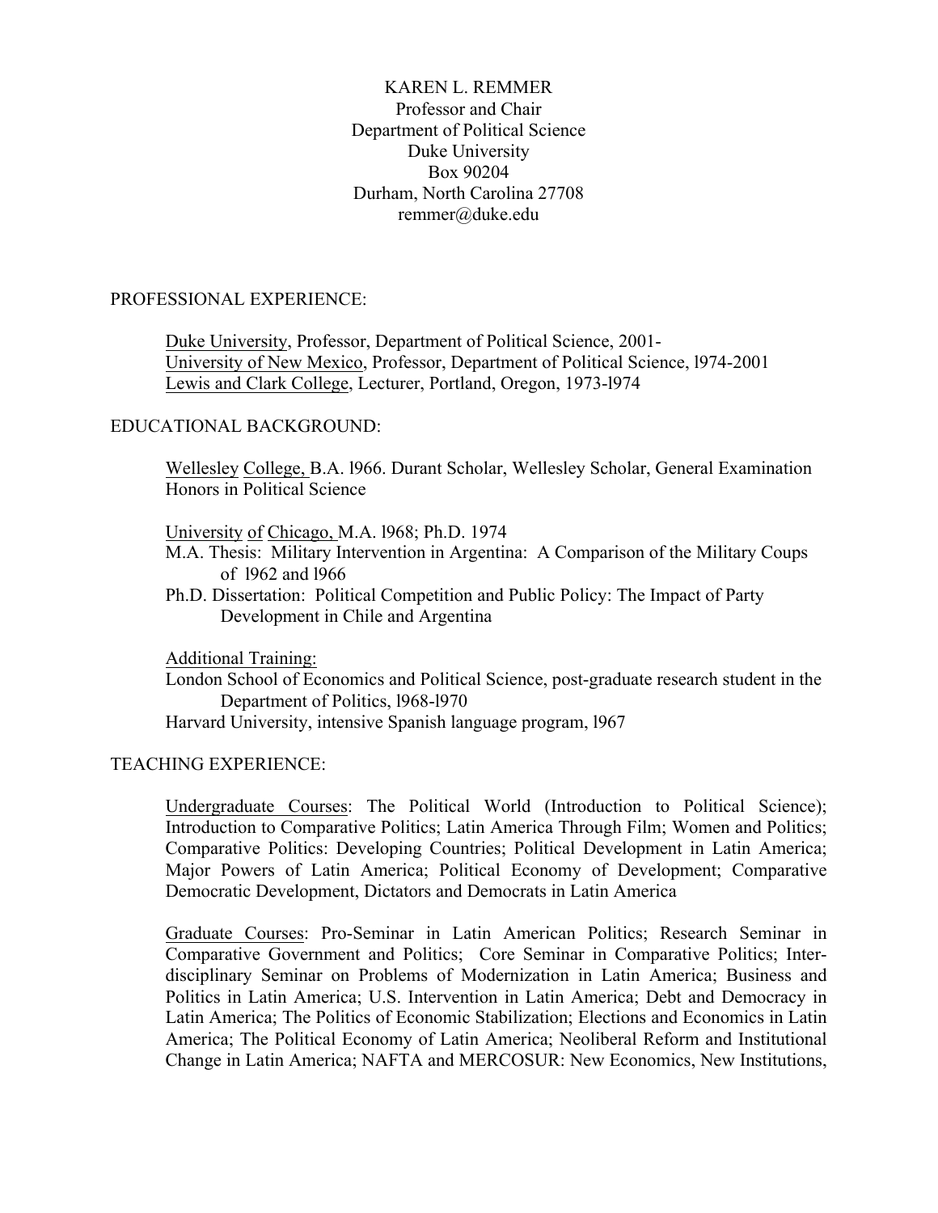KAREN L. REMMER
Professor and Chair
Department of Political Science
Duke University
Box 90204
Durham, North Carolina 27708
remmer@duke.edu

## PROFESSIONAL EXPERIENCE:

Duke University, Professor, Department of Political Science, 2001-
University of New Mexico, Professor, Department of Political Science, l974-2001
Lewis and Clark College, Lecturer, Portland, Oregon, 1973-l974

## EDUCATIONAL BACKGROUND:

Wellesley College, B.A. l966. Durant Scholar, Wellesley Scholar, General Examination Honors in Political Science

University of Chicago, M.A. l968; Ph.D. 1974
M.A. Thesis: Military Intervention in Argentina: A Comparison of the Military Coups of l962 and l966
Ph.D. Dissertation: Political Competition and Public Policy: The Impact of Party Development in Chile and Argentina

Additional Training:
London School of Economics and Political Science, post-graduate research student in the Department of Politics, l968-l970
Harvard University, intensive Spanish language program, l967

## TEACHING EXPERIENCE:

Undergraduate Courses: The Political World (Introduction to Political Science); Introduction to Comparative Politics; Latin America Through Film; Women and Politics; Comparative Politics: Developing Countries; Political Development in Latin America; Major Powers of Latin America; Political Economy of Development; Comparative Democratic Development, Dictators and Democrats in Latin America

Graduate Courses: Pro-Seminar in Latin American Politics; Research Seminar in Comparative Government and Politics; Core Seminar in Comparative Politics; Inter-disciplinary Seminar on Problems of Modernization in Latin America; Business and Politics in Latin America; U.S. Intervention in Latin America; Debt and Democracy in Latin America; The Politics of Economic Stabilization; Elections and Economics in Latin America; The Political Economy of Latin America; Neoliberal Reform and Institutional Change in Latin America; NAFTA and MERCOSUR: New Economics, New Institutions,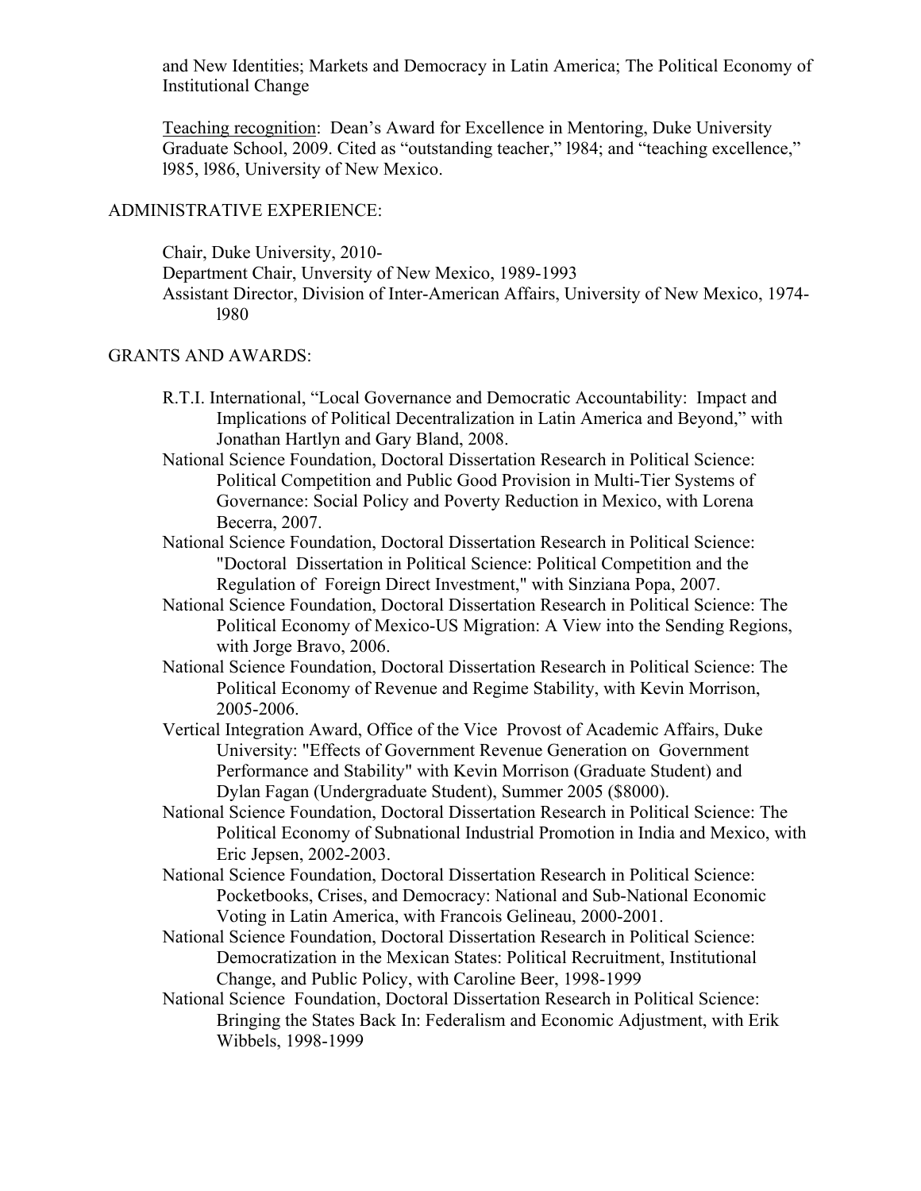and New Identities; Markets and Democracy in Latin America; The Political Economy of Institutional Change

Teaching recognition: Dean's Award for Excellence in Mentoring, Duke University Graduate School, 2009. Cited as "outstanding teacher," l984; and "teaching excellence," l985, l986, University of New Mexico.

## ADMINISTRATIVE EXPERIENCE:

Chair, Duke University, 2010-
Department Chair, Unversity of New Mexico, 1989-1993
Assistant Director, Division of Inter-American Affairs, University of New Mexico, 1974-l980

## GRANTS AND AWARDS:

- R.T.I. International, "Local Governance and Democratic Accountability: Impact and Implications of Political Decentralization in Latin America and Beyond," with Jonathan Hartlyn and Gary Bland, 2008.
- National Science Foundation, Doctoral Dissertation Research in Political Science: Political Competition and Public Good Provision in Multi-Tier Systems of Governance: Social Policy and Poverty Reduction in Mexico, with Lorena Becerra, 2007.
- National Science Foundation, Doctoral Dissertation Research in Political Science: "Doctoral Dissertation in Political Science: Political Competition and the Regulation of Foreign Direct Investment," with Sinziana Popa, 2007.
- National Science Foundation, Doctoral Dissertation Research in Political Science: The Political Economy of Mexico-US Migration: A View into the Sending Regions, with Jorge Bravo, 2006.
- National Science Foundation, Doctoral Dissertation Research in Political Science: The Political Economy of Revenue and Regime Stability, with Kevin Morrison, 2005-2006.
- Vertical Integration Award, Office of the Vice Provost of Academic Affairs, Duke University: "Effects of Government Revenue Generation on Government Performance and Stability" with Kevin Morrison (Graduate Student) and Dylan Fagan (Undergraduate Student), Summer 2005 ($8000).
- National Science Foundation, Doctoral Dissertation Research in Political Science: The Political Economy of Subnational Industrial Promotion in India and Mexico, with Eric Jepsen, 2002-2003.
- National Science Foundation, Doctoral Dissertation Research in Political Science: Pocketbooks, Crises, and Democracy: National and Sub-National Economic Voting in Latin America, with Francois Gelineau, 2000-2001.
- National Science Foundation, Doctoral Dissertation Research in Political Science: Democratization in the Mexican States: Political Recruitment, Institutional Change, and Public Policy, with Caroline Beer, 1998-1999
- National Science Foundation, Doctoral Dissertation Research in Political Science: Bringing the States Back In: Federalism and Economic Adjustment, with Erik Wibbels, 1998-1999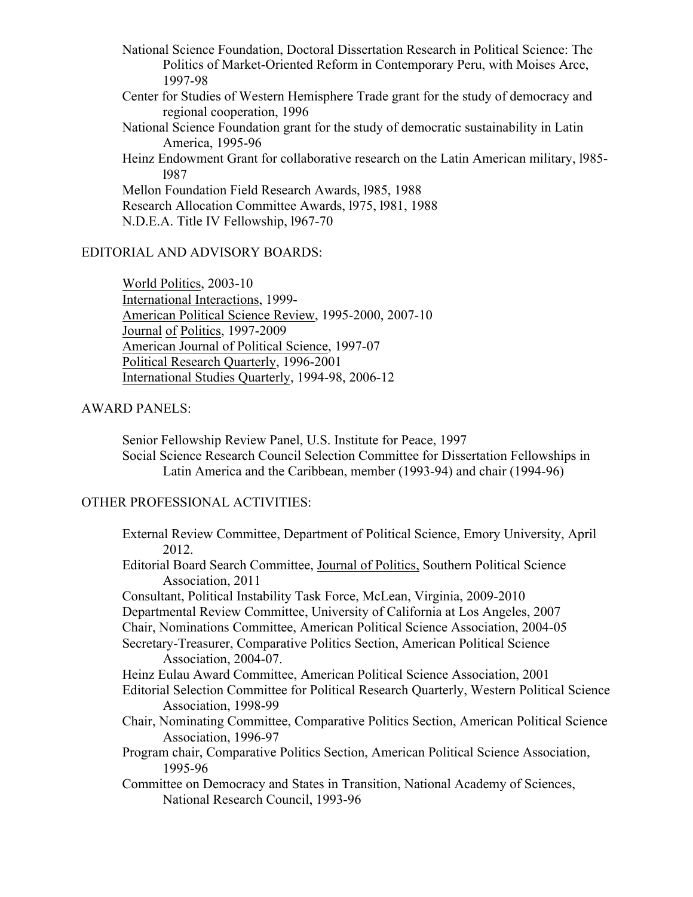National Science Foundation, Doctoral Dissertation Research in Political Science: The Politics of Market-Oriented Reform in Contemporary Peru, with Moises Arce, 1997-98

Center for Studies of Western Hemisphere Trade grant for the study of democracy and regional cooperation, 1996

National Science Foundation grant for the study of democratic sustainability in Latin America, 1995-96

Heinz Endowment Grant for collaborative research on the Latin American military, l985-l987

Mellon Foundation Field Research Awards, l985, 1988

Research Allocation Committee Awards, l975, l981, 1988

N.D.E.A. Title IV Fellowship, l967-70

EDITORIAL AND ADVISORY BOARDS:

World Politics, 2003-10
International Interactions, 1999-
American Political Science Review, 1995-2000, 2007-10
Journal of Politics, 1997-2009
American Journal of Political Science, 1997-07
Political Research Quarterly, 1996-2001
International Studies Quarterly, 1994-98, 2006-12

AWARD PANELS:

Senior Fellowship Review Panel, U.S. Institute for Peace, 1997

Social Science Research Council Selection Committee for Dissertation Fellowships in Latin America and the Caribbean, member (1993-94) and chair (1994-96)

OTHER PROFESSIONAL ACTIVITIES:

External Review Committee, Department of Political Science, Emory University, April 2012.

Editorial Board Search Committee, Journal of Politics, Southern Political Science Association, 2011

Consultant, Political Instability Task Force, McLean, Virginia, 2009-2010

Departmental Review Committee, University of California at Los Angeles, 2007

Chair, Nominations Committee, American Political Science Association, 2004-05

Secretary-Treasurer, Comparative Politics Section, American Political Science Association, 2004-07.

Heinz Eulau Award Committee, American Political Science Association, 2001

Editorial Selection Committee for Political Research Quarterly, Western Political Science Association, 1998-99

Chair, Nominating Committee, Comparative Politics Section, American Political Science Association, 1996-97

Program chair, Comparative Politics Section, American Political Science Association, 1995-96

Committee on Democracy and States in Transition, National Academy of Sciences, National Research Council, 1993-96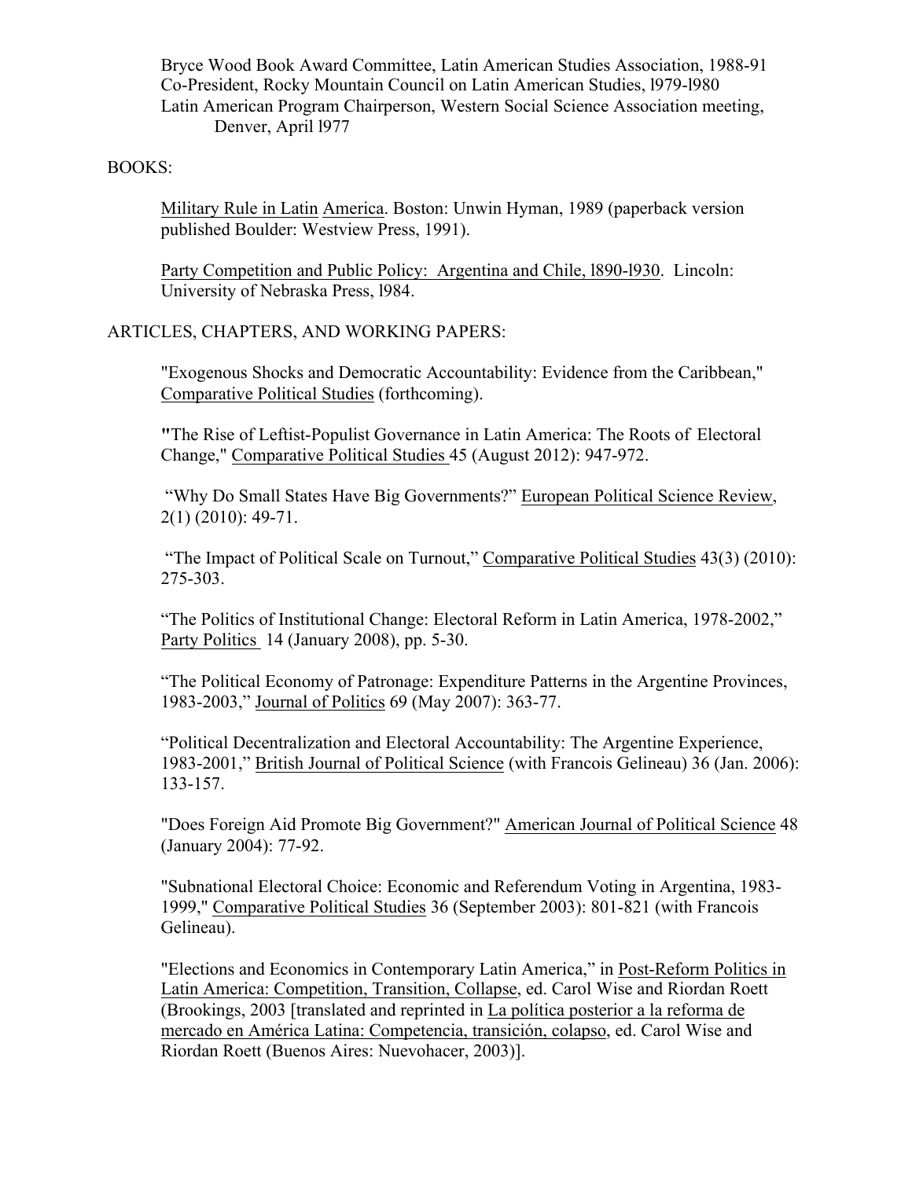Bryce Wood Book Award Committee, Latin American Studies Association, 1988-91
Co-President, Rocky Mountain Council on Latin American Studies, l979-l980
Latin American Program Chairperson, Western Social Science Association meeting, Denver, April l977

BOOKS:

Military Rule in Latin America. Boston: Unwin Hyman, 1989 (paperback version published Boulder: Westview Press, 1991).

Party Competition and Public Policy: Argentina and Chile, l890-l930. Lincoln: University of Nebraska Press, l984.

ARTICLES, CHAPTERS, AND WORKING PAPERS:

"Exogenous Shocks and Democratic Accountability: Evidence from the Caribbean," Comparative Political Studies (forthcoming).

"The Rise of Leftist-Populist Governance in Latin America: The Roots of Electoral Change," Comparative Political Studies 45 (August 2012): 947-972.

"Why Do Small States Have Big Governments?" European Political Science Review, 2(1) (2010): 49-71.

"The Impact of Political Scale on Turnout," Comparative Political Studies 43(3) (2010): 275-303.

"The Politics of Institutional Change: Electoral Reform in Latin America, 1978-2002," Party Politics 14 (January 2008), pp. 5-30.

"The Political Economy of Patronage: Expenditure Patterns in the Argentine Provinces, 1983-2003," Journal of Politics 69 (May 2007): 363-77.

"Political Decentralization and Electoral Accountability: The Argentine Experience, 1983-2001," British Journal of Political Science (with Francois Gelineau) 36 (Jan. 2006): 133-157.

"Does Foreign Aid Promote Big Government?" American Journal of Political Science 48 (January 2004): 77-92.

"Subnational Electoral Choice: Economic and Referendum Voting in Argentina, 1983-1999," Comparative Political Studies 36 (September 2003): 801-821 (with Francois Gelineau).

"Elections and Economics in Contemporary Latin America," in Post-Reform Politics in Latin America: Competition, Transition, Collapse, ed. Carol Wise and Riordan Roett (Brookings, 2003 [translated and reprinted in La política posterior a la reforma de mercado en América Latina: Competencia, transición, colapso, ed. Carol Wise and Riordan Roett (Buenos Aires: Nuevohacer, 2003)].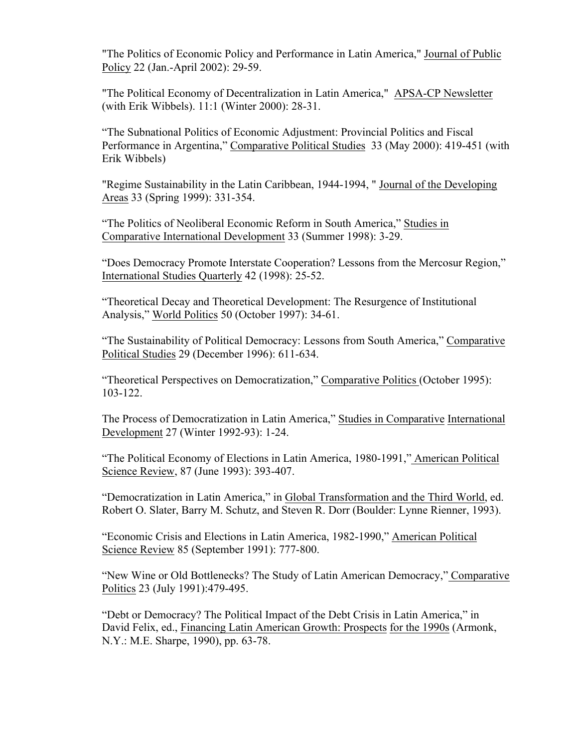"The Politics of Economic Policy and Performance in Latin America," Journal of Public Policy 22 (Jan.-April 2002): 29-59.

"The Political Economy of Decentralization in Latin America," APSA-CP Newsletter (with Erik Wibbels). 11:1 (Winter 2000): 28-31.

"The Subnational Politics of Economic Adjustment: Provincial Politics and Fiscal Performance in Argentina," Comparative Political Studies 33 (May 2000): 419-451 (with Erik Wibbels)

"Regime Sustainability in the Latin Caribbean, 1944-1994, " Journal of the Developing Areas 33 (Spring 1999): 331-354.

"The Politics of Neoliberal Economic Reform in South America," Studies in Comparative International Development 33 (Summer 1998): 3-29.

"Does Democracy Promote Interstate Cooperation? Lessons from the Mercosur Region," International Studies Quarterly 42 (1998): 25-52.

"Theoretical Decay and Theoretical Development: The Resurgence of Institutional Analysis," World Politics 50 (October 1997): 34-61.

"The Sustainability of Political Democracy: Lessons from South America," Comparative Political Studies 29 (December 1996): 611-634.

"Theoretical Perspectives on Democratization," Comparative Politics (October 1995): 103-122.

The Process of Democratization in Latin America," Studies in Comparative International Development 27 (Winter 1992-93): 1-24.

"The Political Economy of Elections in Latin America, 1980-1991," American Political Science Review, 87 (June 1993): 393-407.

"Democratization in Latin America," in Global Transformation and the Third World, ed. Robert O. Slater, Barry M. Schutz, and Steven R. Dorr (Boulder: Lynne Rienner, 1993).

"Economic Crisis and Elections in Latin America, 1982-1990," American Political Science Review 85 (September 1991): 777-800.

"New Wine or Old Bottlenecks? The Study of Latin American Democracy," Comparative Politics 23 (July 1991):479-495.

"Debt or Democracy? The Political Impact of the Debt Crisis in Latin America," in David Felix, ed., Financing Latin American Growth: Prospects for the 1990s (Armonk, N.Y.: M.E. Sharpe, 1990), pp. 63-78.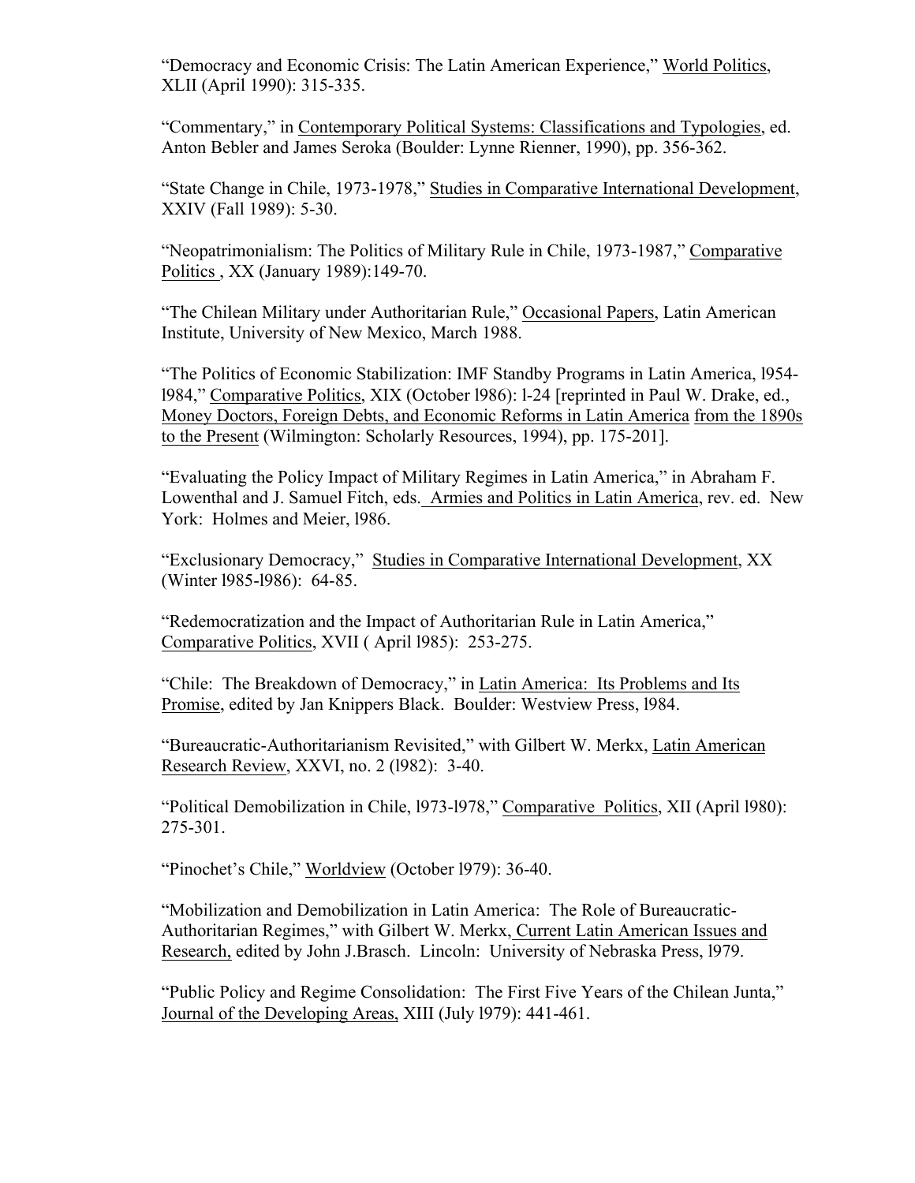"Democracy and Economic Crisis: The Latin American Experience," World Politics, XLII (April 1990): 315-335.

"Commentary," in Contemporary Political Systems: Classifications and Typologies, ed. Anton Bebler and James Seroka (Boulder: Lynne Rienner, 1990), pp. 356-362.

"State Change in Chile, 1973-1978," Studies in Comparative International Development, XXIV (Fall 1989): 5-30.

"Neopatrimonialism: The Politics of Military Rule in Chile, 1973-1987," Comparative Politics , XX (January 1989):149-70.

"The Chilean Military under Authoritarian Rule," Occasional Papers, Latin American Institute, University of New Mexico, March 1988.

"The Politics of Economic Stabilization: IMF Standby Programs in Latin America, l954-l984," Comparative Politics, XIX (October l986): l-24 [reprinted in Paul W. Drake, ed., Money Doctors, Foreign Debts, and Economic Reforms in Latin America from the 1890s to the Present (Wilmington: Scholarly Resources, 1994), pp. 175-201].

"Evaluating the Policy Impact of Military Regimes in Latin America," in Abraham F. Lowenthal and J. Samuel Fitch, eds. Armies and Politics in Latin America, rev. ed. New York: Holmes and Meier, l986.

"Exclusionary Democracy," Studies in Comparative International Development, XX (Winter l985-l986): 64-85.

"Redemocratization and the Impact of Authoritarian Rule in Latin America," Comparative Politics, XVII ( April l985): 253-275.

"Chile: The Breakdown of Democracy," in Latin America: Its Problems and Its Promise, edited by Jan Knippers Black. Boulder: Westview Press, l984.

"Bureaucratic-Authoritarianism Revisited," with Gilbert W. Merkx, Latin American Research Review, XXVI, no. 2 (l982): 3-40.

"Political Demobilization in Chile, l973-l978," Comparative Politics, XII (April l980): 275-301.

"Pinochet's Chile," Worldview (October l979): 36-40.

"Mobilization and Demobilization in Latin America: The Role of Bureaucratic-Authoritarian Regimes," with Gilbert W. Merkx, Current Latin American Issues and Research, edited by John J.Brasch. Lincoln: University of Nebraska Press, l979.

"Public Policy and Regime Consolidation: The First Five Years of the Chilean Junta," Journal of the Developing Areas, XIII (July l979): 441-461.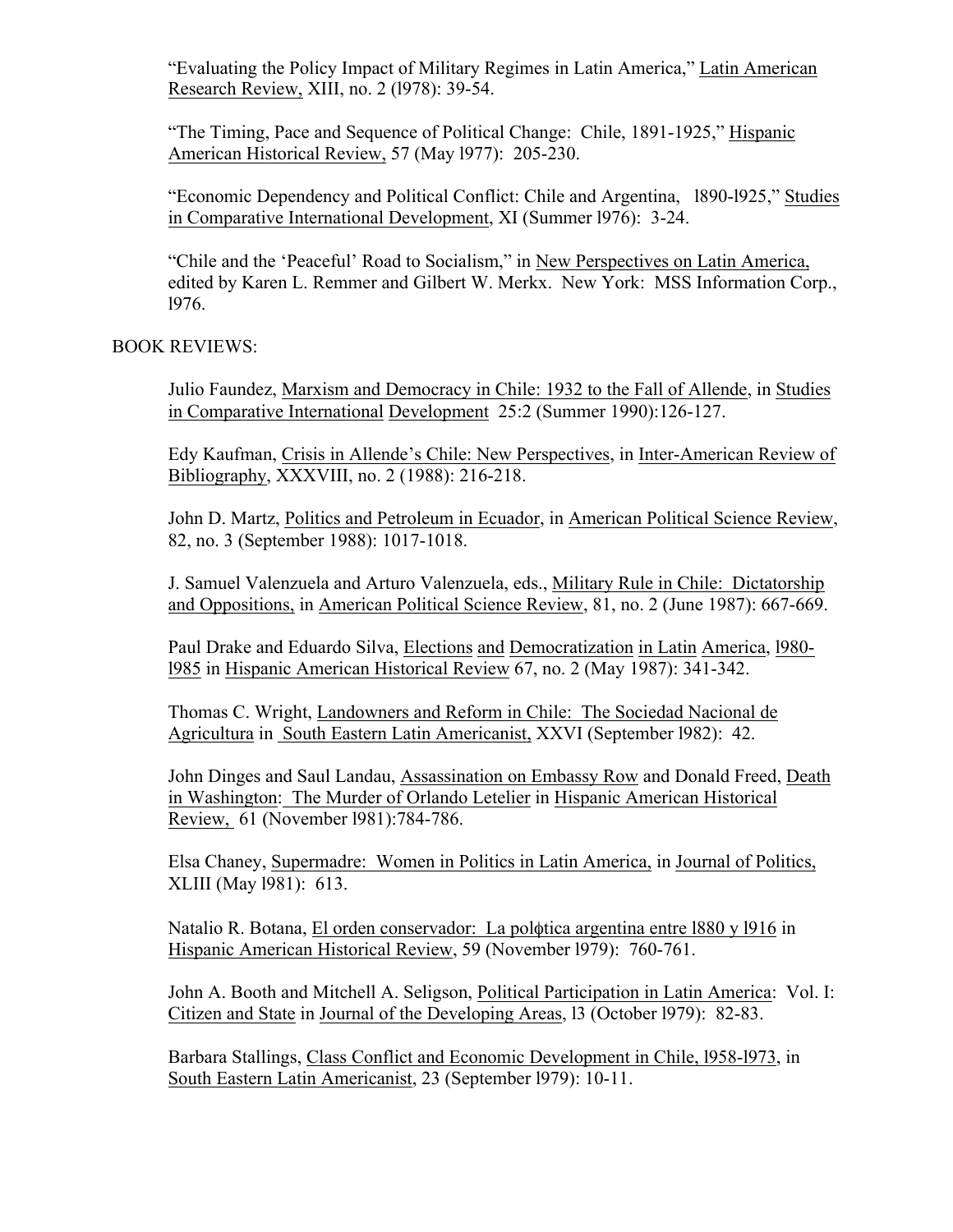"Evaluating the Policy Impact of Military Regimes in Latin America," Latin American Research Review, XIII, no. 2 (l978): 39-54.

"The Timing, Pace and Sequence of Political Change: Chile, 1891-1925," Hispanic American Historical Review, 57 (May l977): 205-230.

"Economic Dependency and Political Conflict: Chile and Argentina, l890-l925," Studies in Comparative International Development, XI (Summer l976): 3-24.

"Chile and the 'Peaceful' Road to Socialism," in New Perspectives on Latin America, edited by Karen L. Remmer and Gilbert W. Merkx. New York: MSS Information Corp., l976.

BOOK REVIEWS:

Julio Faundez, Marxism and Democracy in Chile: 1932 to the Fall of Allende, in Studies in Comparative International Development 25:2 (Summer 1990):126-127.

Edy Kaufman, Crisis in Allende's Chile: New Perspectives, in Inter-American Review of Bibliography, XXXVIII, no. 2 (1988): 216-218.

John D. Martz, Politics and Petroleum in Ecuador, in American Political Science Review, 82, no. 3 (September 1988): 1017-1018.

J. Samuel Valenzuela and Arturo Valenzuela, eds., Military Rule in Chile: Dictatorship and Oppositions, in American Political Science Review, 81, no. 2 (June 1987): 667-669.

Paul Drake and Eduardo Silva, Elections and Democratization in Latin America, l980-l985 in Hispanic American Historical Review 67, no. 2 (May 1987): 341-342.

Thomas C. Wright, Landowners and Reform in Chile: The Sociedad Nacional de Agricultura in South Eastern Latin Americanist, XXVI (September l982): 42.

John Dinges and Saul Landau, Assassination on Embassy Row and Donald Freed, Death in Washington: The Murder of Orlando Letelier in Hispanic American Historical Review, 61 (November l981):784-786.

Elsa Chaney, Supermadre: Women in Politics in Latin America, in Journal of Politics, XLIII (May l981): 613.

Natalio R. Botana, El orden conservador: La polϕtica argentina entre l880 y l916 in Hispanic American Historical Review, 59 (November l979): 760-761.

John A. Booth and Mitchell A. Seligson, Political Participation in Latin America: Vol. I: Citizen and State in Journal of the Developing Areas, l3 (October l979): 82-83.

Barbara Stallings, Class Conflict and Economic Development in Chile, l958-l973, in South Eastern Latin Americanist, 23 (September l979): 10-11.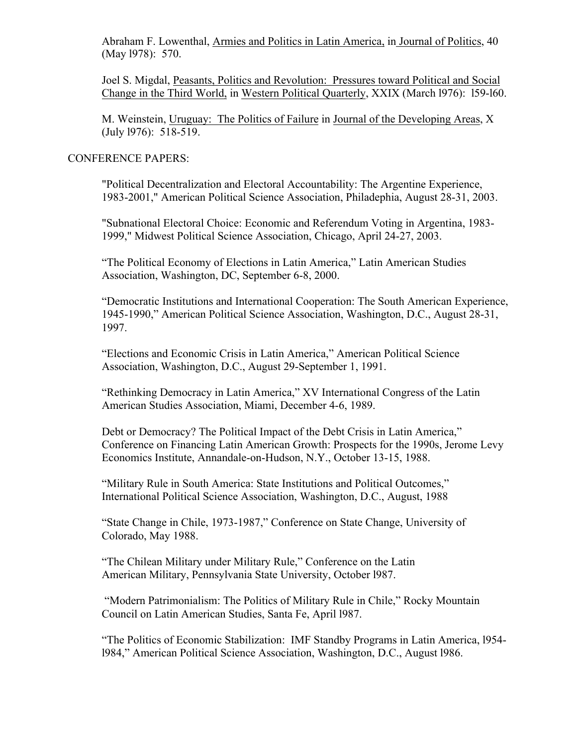Abraham F. Lowenthal, Armies and Politics in Latin America, in Journal of Politics, 40 (May l978): 570.

Joel S. Migdal, Peasants, Politics and Revolution: Pressures toward Political and Social Change in the Third World, in Western Political Quarterly, XXIX (March l976): l59-l60.

M. Weinstein, Uruguay: The Politics of Failure in Journal of the Developing Areas, X (July l976): 518-519.

CONFERENCE PAPERS:

"Political Decentralization and Electoral Accountability: The Argentine Experience, 1983-2001," American Political Science Association, Philadephia, August 28-31, 2003.

"Subnational Electoral Choice: Economic and Referendum Voting in Argentina, 1983-1999," Midwest Political Science Association, Chicago, April 24-27, 2003.

"The Political Economy of Elections in Latin America," Latin American Studies Association, Washington, DC, September 6-8, 2000.

"Democratic Institutions and International Cooperation: The South American Experience, 1945-1990," American Political Science Association, Washington, D.C., August 28-31, 1997.

"Elections and Economic Crisis in Latin America," American Political Science Association, Washington, D.C., August 29-September 1, 1991.

"Rethinking Democracy in Latin America," XV International Congress of the Latin American Studies Association, Miami, December 4-6, 1989.

Debt or Democracy? The Political Impact of the Debt Crisis in Latin America," Conference on Financing Latin American Growth: Prospects for the 1990s, Jerome Levy Economics Institute, Annandale-on-Hudson, N.Y., October 13-15, 1988.

"Military Rule in South America: State Institutions and Political Outcomes," International Political Science Association, Washington, D.C., August, 1988

"State Change in Chile, 1973-1987," Conference on State Change, University of Colorado, May 1988.

"The Chilean Military under Military Rule," Conference on the Latin American Military, Pennsylvania State University, October l987.

"Modern Patrimonialism: The Politics of Military Rule in Chile," Rocky Mountain Council on Latin American Studies, Santa Fe, April l987.

"The Politics of Economic Stabilization: IMF Standby Programs in Latin America, l954-l984," American Political Science Association, Washington, D.C., August l986.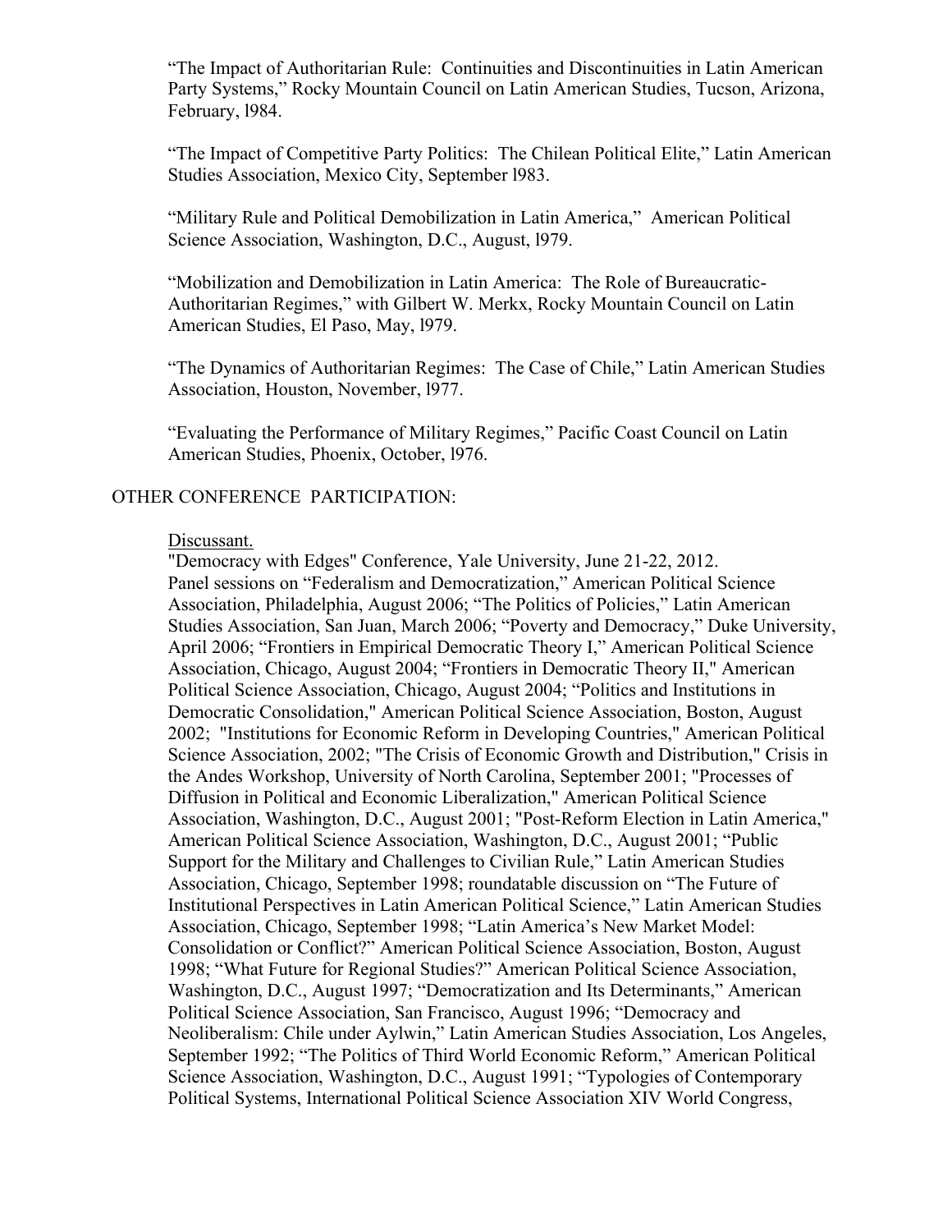"The Impact of Authoritarian Rule: Continuities and Discontinuities in Latin American Party Systems," Rocky Mountain Council on Latin American Studies, Tucson, Arizona, February, l984.

"The Impact of Competitive Party Politics: The Chilean Political Elite," Latin American Studies Association, Mexico City, September l983.

"Military Rule and Political Demobilization in Latin America," American Political Science Association, Washington, D.C., August, l979.

"Mobilization and Demobilization in Latin America: The Role of Bureaucratic-Authoritarian Regimes," with Gilbert W. Merkx, Rocky Mountain Council on Latin American Studies, El Paso, May, l979.

"The Dynamics of Authoritarian Regimes: The Case of Chile," Latin American Studies Association, Houston, November, l977.

"Evaluating the Performance of Military Regimes," Pacific Coast Council on Latin American Studies, Phoenix, October, l976.

OTHER CONFERENCE PARTICIPATION:

Discussant.

"Democracy with Edges" Conference, Yale University, June 21-22, 2012.
Panel sessions on "Federalism and Democratization," American Political Science Association, Philadelphia, August 2006; "The Politics of Policies," Latin American Studies Association, San Juan, March 2006; "Poverty and Democracy," Duke University, April 2006; "Frontiers in Empirical Democratic Theory I," American Political Science Association, Chicago, August 2004; "Frontiers in Democratic Theory II," American Political Science Association, Chicago, August 2004; "Politics and Institutions in Democratic Consolidation," American Political Science Association, Boston, August 2002; "Institutions for Economic Reform in Developing Countries," American Political Science Association, 2002; "The Crisis of Economic Growth and Distribution," Crisis in the Andes Workshop, University of North Carolina, September 2001; "Processes of Diffusion in Political and Economic Liberalization," American Political Science Association, Washington, D.C., August 2001; "Post-Reform Election in Latin America," American Political Science Association, Washington, D.C., August 2001; "Public Support for the Military and Challenges to Civilian Rule," Latin American Studies Association, Chicago, September 1998; roundatable discussion on "The Future of Institutional Perspectives in Latin American Political Science," Latin American Studies Association, Chicago, September 1998; "Latin America's New Market Model: Consolidation or Conflict?" American Political Science Association, Boston, August 1998; "What Future for Regional Studies?" American Political Science Association, Washington, D.C., August 1997; "Democratization and Its Determinants," American Political Science Association, San Francisco, August 1996; "Democracy and Neoliberalism: Chile under Aylwin," Latin American Studies Association, Los Angeles, September 1992; "The Politics of Third World Economic Reform," American Political Science Association, Washington, D.C., August 1991; "Typologies of Contemporary Political Systems, International Political Science Association XIV World Congress,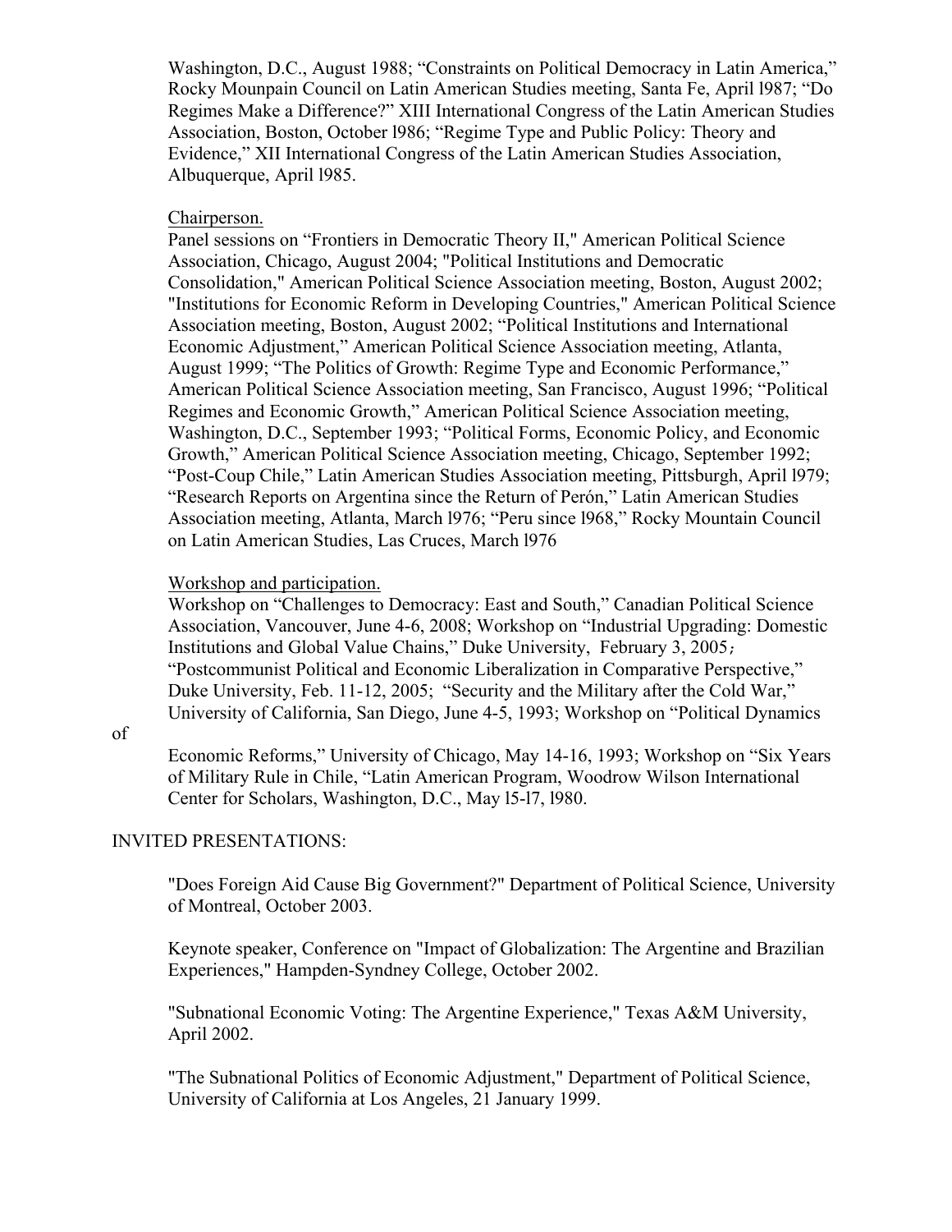Washington, D.C., August 1988; “Constraints on Political Democracy in Latin America,” Rocky Mounpain Council on Latin American Studies meeting, Santa Fe, April l987; “Do Regimes Make a Difference?” XIII International Congress of the Latin American Studies Association, Boston, October l986; “Regime Type and Public Policy: Theory and Evidence,” XII International Congress of the Latin American Studies Association, Albuquerque, April l985.

Chairperson.

Panel sessions on “Frontiers in Democratic Theory II," American Political Science Association, Chicago, August 2004; "Political Institutions and Democratic Consolidation," American Political Science Association meeting, Boston, August 2002; "Institutions for Economic Reform in Developing Countries," American Political Science Association meeting, Boston, August 2002; “Political Institutions and International Economic Adjustment,” American Political Science Association meeting, Atlanta, August 1999; “The Politics of Growth: Regime Type and Economic Performance,” American Political Science Association meeting, San Francisco, August 1996; “Political Regimes and Economic Growth,” American Political Science Association meeting, Washington, D.C., September 1993; “Political Forms, Economic Policy, and Economic Growth,” American Political Science Association meeting, Chicago, September 1992; “Post-Coup Chile,” Latin American Studies Association meeting, Pittsburgh, April l979; “Research Reports on Argentina since the Return of Perón,” Latin American Studies Association meeting, Atlanta, March l976; “Peru since l968,” Rocky Mountain Council on Latin American Studies, Las Cruces, March l976

Workshop and participation.

Workshop on “Challenges to Democracy: East and South,” Canadian Political Science Association, Vancouver, June 4-6, 2008; Workshop on “Industrial Upgrading: Domestic Institutions and Global Value Chains,” Duke University, February 3, 2005; “Postcommunist Political and Economic Liberalization in Comparative Perspective,” Duke University, Feb. 11-12, 2005; “Security and the Military after the Cold War,” University of California, San Diego, June 4-5, 1993; Workshop on “Political Dynamics of Economic Reforms,” University of Chicago, May 14-16, 1993; Workshop on “Six Years of Military Rule in Chile, “Latin American Program, Woodrow Wilson International Center for Scholars, Washington, D.C., May l5-l7, l980.

INVITED PRESENTATIONS:

"Does Foreign Aid Cause Big Government?" Department of Political Science, University of Montreal, October 2003.

Keynote speaker, Conference on "Impact of Globalization: The Argentine and Brazilian Experiences," Hampden-Syndney College, October 2002.

"Subnational Economic Voting: The Argentine Experience," Texas A&M University, April 2002.

"The Subnational Politics of Economic Adjustment," Department of Political Science, University of California at Los Angeles, 21 January 1999.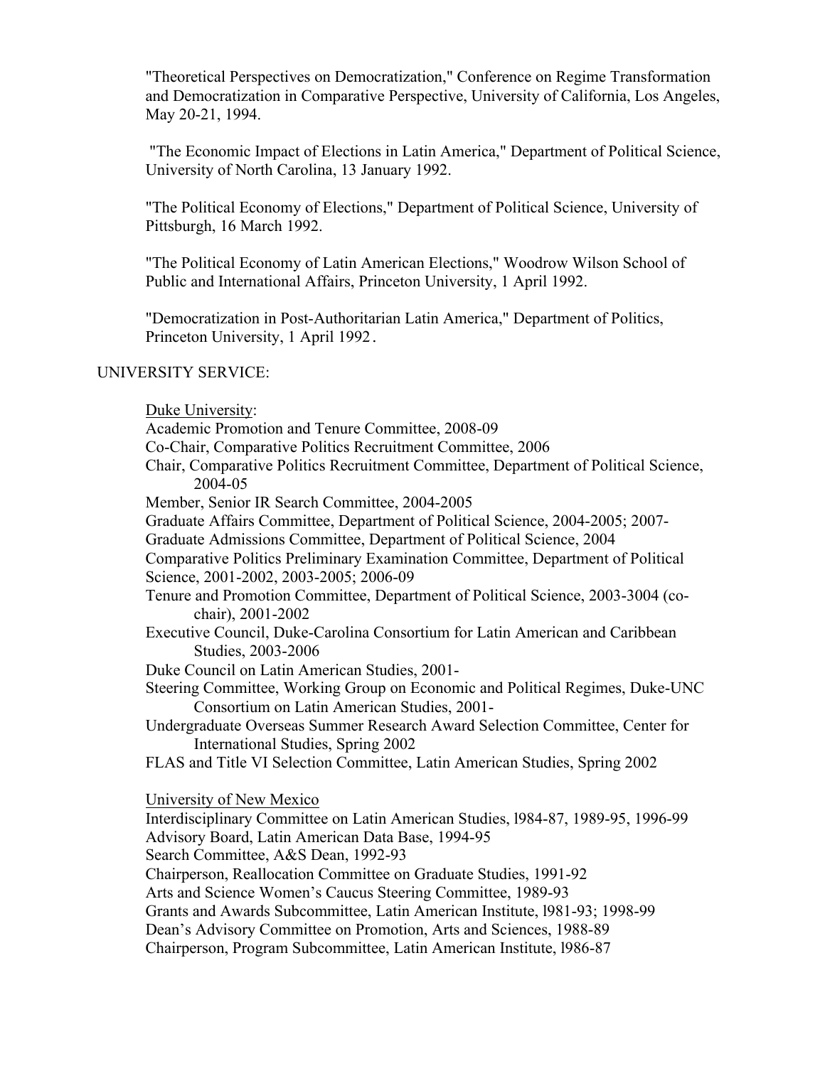"Theoretical Perspectives on Democratization," Conference on Regime Transformation and Democratization in Comparative Perspective, University of California, Los Angeles, May 20-21, 1994.

"The Economic Impact of Elections in Latin America," Department of Political Science, University of North Carolina, 13 January 1992.

"The Political Economy of Elections," Department of Political Science, University of Pittsburgh, 16 March 1992.

"The Political Economy of Latin American Elections," Woodrow Wilson School of Public and International Affairs, Princeton University, 1 April 1992.

"Democratization in Post-Authoritarian Latin America," Department of Politics, Princeton University, 1 April 1992.

UNIVERSITY SERVICE:

Duke University:

Academic Promotion and Tenure Committee, 2008-09
Co-Chair, Comparative Politics Recruitment Committee, 2006
Chair, Comparative Politics Recruitment Committee, Department of Political Science, 2004-05
Member, Senior IR Search Committee, 2004-2005
Graduate Affairs Committee, Department of Political Science, 2004-2005; 2007-
Graduate Admissions Committee, Department of Political Science, 2004
Comparative Politics Preliminary Examination Committee, Department of Political Science, 2001-2002, 2003-2005; 2006-09
Tenure and Promotion Committee, Department of Political Science, 2003-3004 (co-chair), 2001-2002
Executive Council, Duke-Carolina Consortium for Latin American and Caribbean Studies, 2003-2006
Duke Council on Latin American Studies, 2001-
Steering Committee, Working Group on Economic and Political Regimes, Duke-UNC Consortium on Latin American Studies, 2001-
Undergraduate Overseas Summer Research Award Selection Committee, Center for International Studies, Spring 2002
FLAS and Title VI Selection Committee, Latin American Studies, Spring 2002

University of New Mexico

Interdisciplinary Committee on Latin American Studies, l984-87, 1989-95, 1996-99
Advisory Board, Latin American Data Base, 1994-95
Search Committee, A&S Dean, 1992-93
Chairperson, Reallocation Committee on Graduate Studies, 1991-92
Arts and Science Women's Caucus Steering Committee, 1989-93
Grants and Awards Subcommittee, Latin American Institute, l981-93; 1998-99
Dean's Advisory Committee on Promotion, Arts and Sciences, 1988-89
Chairperson, Program Subcommittee, Latin American Institute, l986-87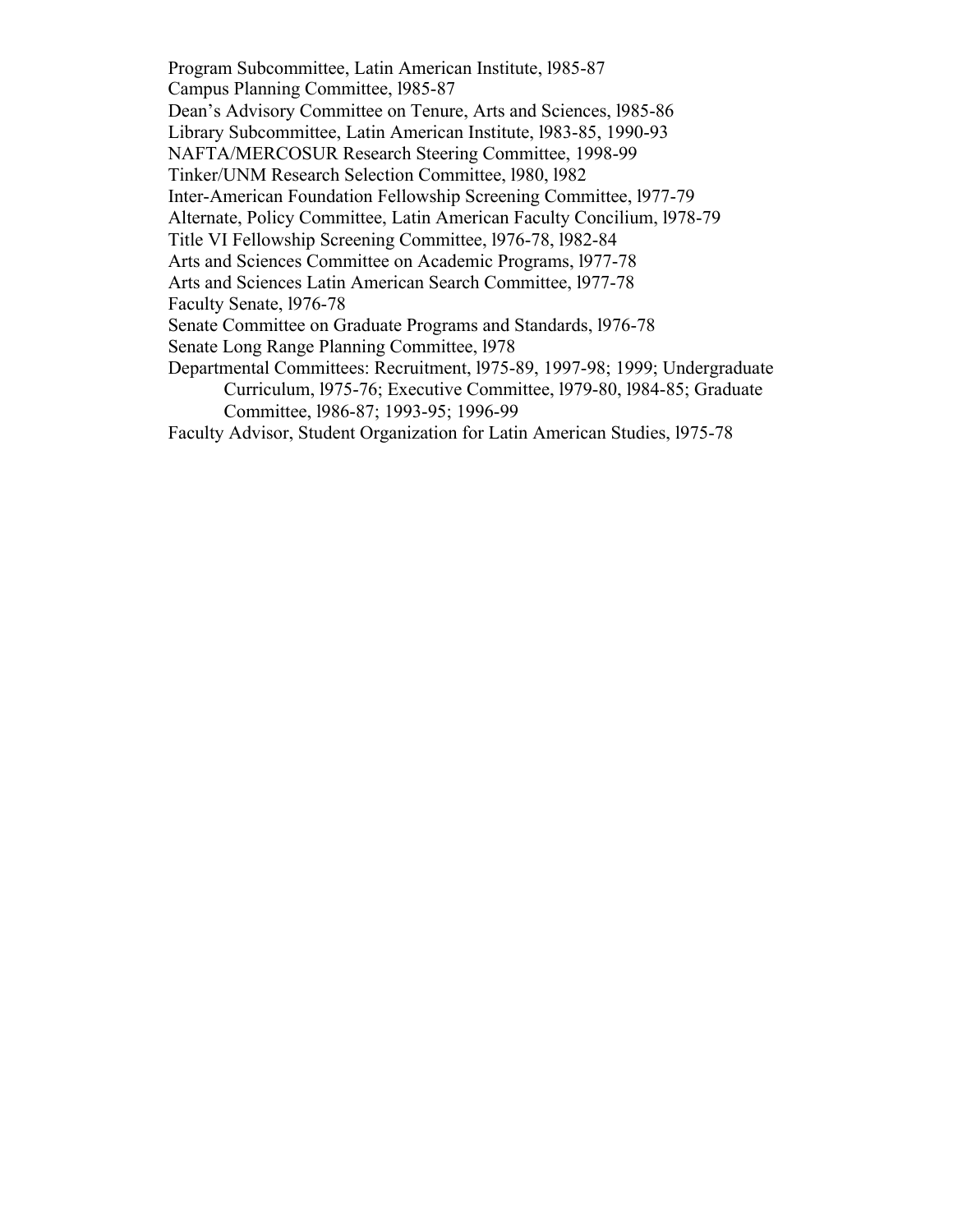Program Subcommittee, Latin American Institute, l985-87
Campus Planning Committee, l985-87
Dean's Advisory Committee on Tenure, Arts and Sciences, l985-86
Library Subcommittee, Latin American Institute, l983-85, 1990-93
NAFTA/MERCOSUR Research Steering Committee, 1998-99
Tinker/UNM Research Selection Committee, l980, l982
Inter-American Foundation Fellowship Screening Committee, l977-79
Alternate, Policy Committee, Latin American Faculty Concilium, l978-79
Title VI Fellowship Screening Committee, l976-78, l982-84
Arts and Sciences Committee on Academic Programs, l977-78
Arts and Sciences Latin American Search Committee, l977-78
Faculty Senate, l976-78
Senate Committee on Graduate Programs and Standards, l976-78
Senate Long Range Planning Committee, l978
Departmental Committees: Recruitment, l975-89, 1997-98; 1999; Undergraduate Curriculum, l975-76; Executive Committee, l979-80, l984-85; Graduate Committee, l986-87; 1993-95; 1996-99
Faculty Advisor, Student Organization for Latin American Studies, l975-78